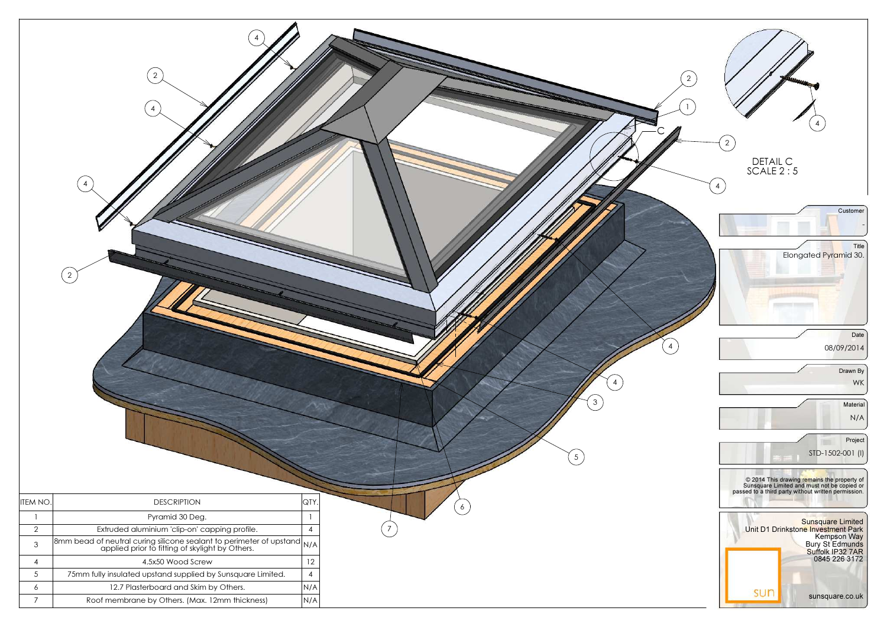DETAIL C
SCALE 2 : 5

| ITEM NO. | DESCRIPTION | QTY. |
| --- | --- | --- |
| 1 | Pyramid 30 Deg. | 1 |
| 2 | Extruded aluminium 'clip-on' capping profile. | 4 |
| 3 | 8mm bead of neutral curing silicone sealant to perimeter of upstand applied prior to fitting of skylight by Others. | N/A |
| 4 | 4.5x50 Wood Screw | 12 |
| 5 | 75mm fully insulated upstand supplied by Sunsquare Limited. | 4 |
| 6 | 12.7 Plasterboard and Skim by Others. | N/A |
| 7 | Roof membrane by Others. (Max. 12mm thickness) | N/A |

Customer: -

Title: Elongated Pyramid 30.

Date: 08/09/2014

Drawn By: WK

Material: N/A

Project: STD-1502-001 (I)

© 2014 This drawing remains the property of Sunsquare Limited and must not be copied or passed to a third party without written permission.

Sunsquare Limited
Unit D1 Drinkstone Investment Park
Kempson Way
Bury St Edmunds
Suffolk IP32 7AR
0845 226 3172

sun

sunsquare.co.uk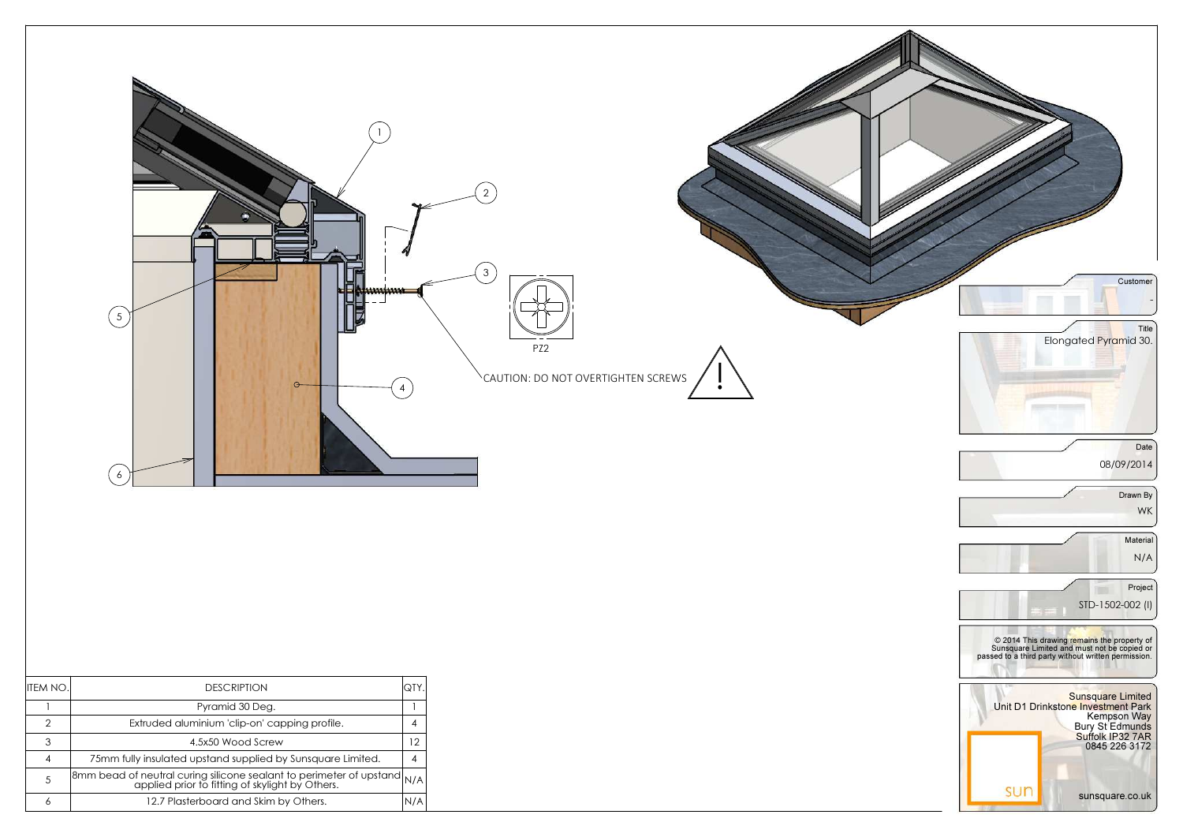CAUTION: DO NOT OVERTIGHTEN SCREWS

PZ2

| ITEM NO. | DESCRIPTION | QTY. |
|---|---|---|
| 1 | Pyramid 30 Deg. | 1 |
| 2 | Extruded aluminium 'clip-on' capping profile. | 4 |
| 3 | 4.5x50 Wood Screw | 12 |
| 4 | 75mm fully insulated upstand supplied by Sunsquare Limited. | 4 |
| 5 | 8mm bead of neutral curing silicone sealant to perimeter of upstand applied prior to fitting of skylight by Others. | N/A |
| 6 | 12.7 Plasterboard and Skim by Others. | N/A |

Customer: -

Title: Elongated Pyramid 30.

Date: 08/09/2014

Drawn By: WK

Material: N/A

Project: STD-1502-002 (I)

© 2014 This drawing remains the property of Sunsquare Limited and must not be copied or passed to a third party without written permission.

Sunsquare Limited
Unit D1 Drinkstone Investment Park
Kempson Way
Bury St Edmunds
Suffolk IP32 7AR
0845 226 3172

sun

sunsquare.co.uk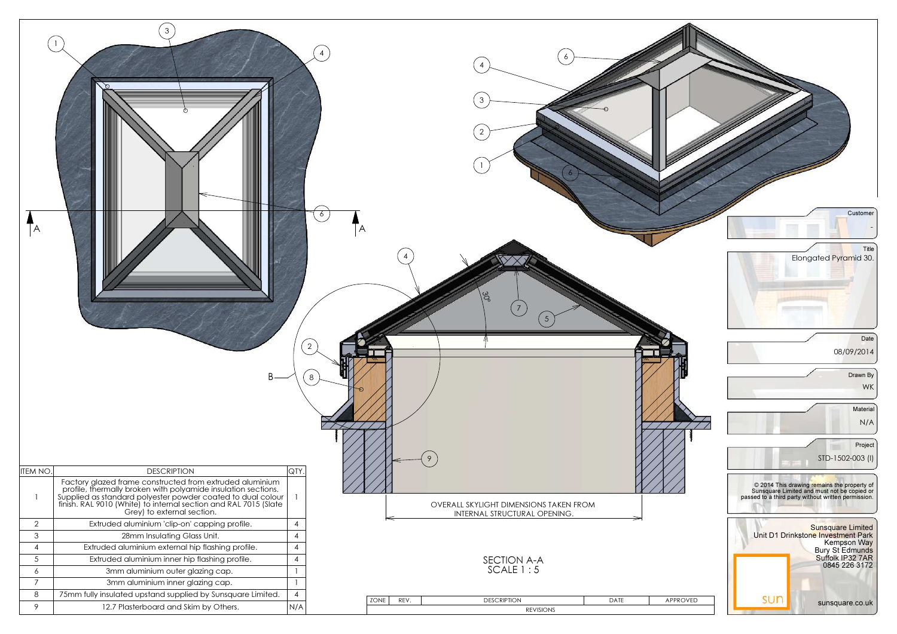| ITEM NO. | DESCRIPTION | QTY. |
|---|---|---|
| 1 | Factory glazed frame constructed from extruded aluminium profile, thermally broken with polyamide insulation sections. Supplied as standard polyester powder coated to dual colour finish. RAL 9010 (White) to internal section and RAL 7015 (Slate Grey) to external section. | 1 |
| 2 | Extruded aluminium 'clip-on' capping profile. | 4 |
| 3 | 28mm Insulating Glass Unit. | 4 |
| 4 | Extruded aluminium external hip flashing profile. | 4 |
| 5 | Extruded aluminium inner hip flashing profile. | 4 |
| 6 | 3mm aluminium outer glazing cap. | 1 |
| 7 | 3mm aluminium inner glazing cap. | 1 |
| 8 | 75mm fully insulated upstand supplied by Sunsquare Limited. | 4 |
| 9 | 12.7 Plasterboard and Skim by Others. | N/A |

A — A

B

30°

OVERALL SKYLIGHT DIMENSIONS TAKEN FROM INTERNAL STRUCTURAL OPENING.

SECTION A-A
SCALE 1 : 5

| ZONE | REV. | DESCRIPTION | DATE | APPROVED |
|---|---|---|---|---|
| REVISIONS | | | | |

Customer: -

Title: Elongated Pyramid 30.

Date: 08/09/2014

Drawn By: WK

Material: N/A

Project: STD-1502-003 (I)

© 2014 This drawing remains the property of Sunsquare Limited and must not be copied or passed to a third party without written permission.

Sunsquare Limited
Unit D1 Drinkstone Investment Park
Kempson Way
Bury St Edmunds
Suffolk IP32 7AR
0845 226 3172

sun

sunsquare.co.uk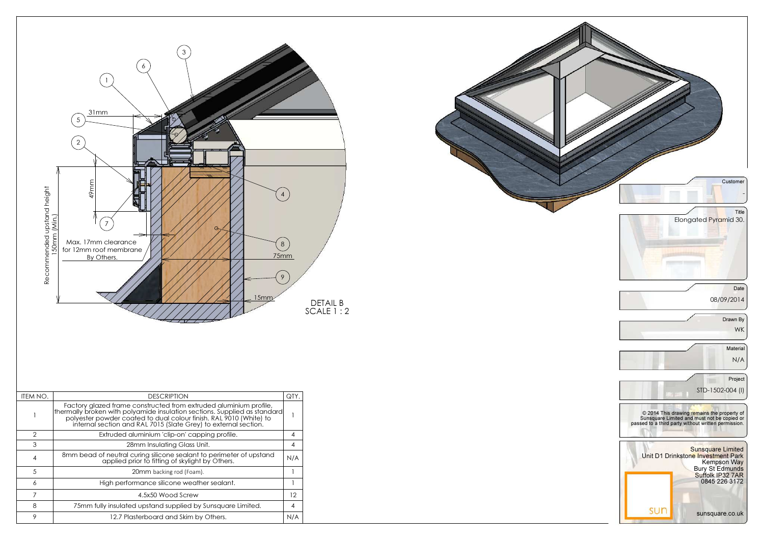31mm

49mm

Recommended upstand height 150mm (Min.)

Max. 17mm clearance for 12mm roof membrane By Others.

75mm

15mm

DETAIL B
SCALE 1 : 2

| ITEM NO. | DESCRIPTION | QTY. |
|---|---|---|
| 1 | Factory glazed frame constructed from extruded aluminium profile, thermally broken with polyamide insulation sections. Supplied as standard polyester powder coated to dual colour finish. RAL 9010 (White) to internal section and RAL 7015 (Slate Grey) to external section. | 1 |
| 2 | Extruded aluminium 'clip-on' capping profile. | 4 |
| 3 | 28mm Insulating Glass Unit. | 4 |
| 4 | 8mm bead of neutral curing silicone sealant to perimeter of upstand applied prior to fitting of skylight by Others. | N/A |
| 5 | 20mm backing rod (Foam). | 1 |
| 6 | High performance silicone weather sealant. | 1 |
| 7 | 4.5x50 Wood Screw | 12 |
| 8 | 75mm fully insulated upstand supplied by Sunsquare Limited. | 4 |
| 9 | 12.7 Plasterboard and Skim by Others. | N/A |

Customer
-

Title
Elongated Pyramid 30.

Date
08/09/2014

Drawn By
WK

Material
N/A

Project
STD-1502-004 (I)

© 2014 This drawing remains the property of Sunsquare Limited and must not be copied or passed to a third party without written permission.

Sunsquare Limited
Unit D1 Drinkstone Investment Park
Kempson Way
Bury St Edmunds
Suffolk IP32 7AR
0845 226 3172

sun

sunsquare.co.uk